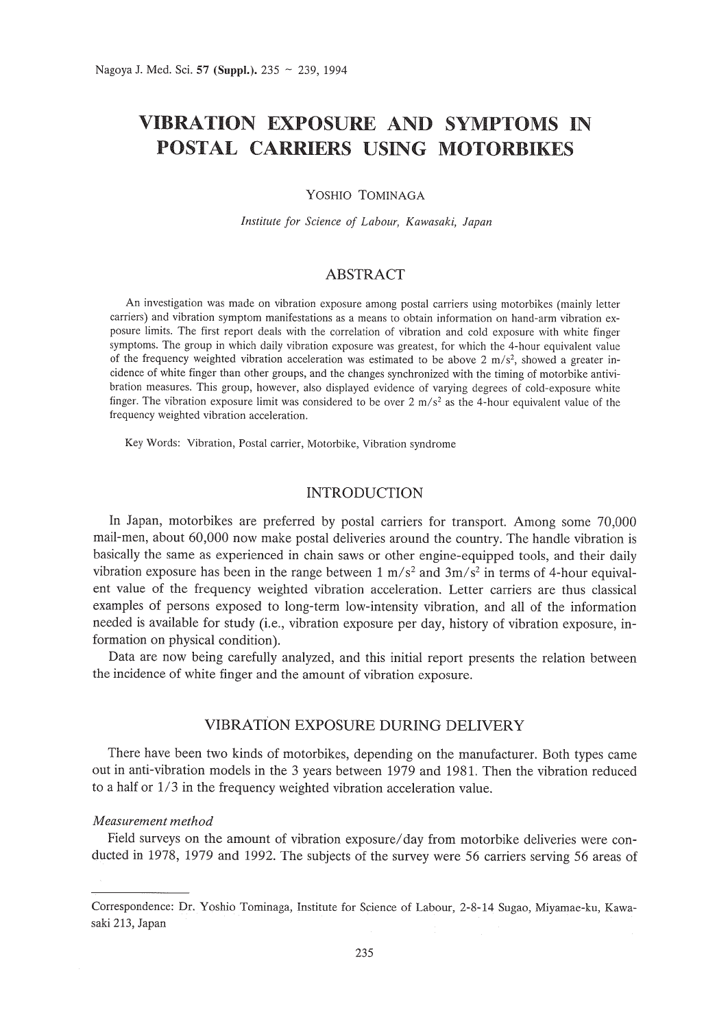# VIBRATION EXPOSURE AND SYMPTOMS IN POSTAL CARRIERS USING MOTORBIKES

YOSHIO TOMINAGA

*Institute for Science of Labour, Kawasaki, Japan*

## ABSTRACT

An investigation was made on vibration exposure among postal carriers using motorbikes (mainly letter carriers) and vibration symptom manifestations as a means to obtain information on hand-arm vibration exposure limits. The first report deals with the correlation of vibration and cold exposure with white finger symptoms. The group in which daily vibration exposure was greatest, for which the 4-hour equivalent value of the frequency weighted vibration acceleration was estimated to be above 2 $m/s^2$, showed a greater incidence of white finger than other groups, and the changes synchronized with the timing of motorbike antivibration measures. This group, however, also displayed evidence of varying degrees of cold-exposure white finger. The vibration exposure limit was considered to be over 2 $m/s^2$ as the 4-hour equivalent value of the frequency weighted vibration acceleration.

Key Words: Vibration, Postal carrier, Motorbike, Vibration syndrome

## INTRODUCTION

In Japan, motorbikes are preferred by postal carriers for transport. Among some 70,000 mail-men, about 60,000 now make postal deliveries around the country. The handle vibration is basically the same as experienced in chain saws or other engine-equipped tools, and their daily vibration exposure has been in the range between 1 $m/s^2$ and 3$m/s^2$ in terms of 4-hour equivalent value of the frequency weighted vibration acceleration. Letter carriers are thus classical examples of persons exposed to long-term low-intensity vibration, and all of the information needed is available for study (i.e., vibration exposure per day, history of vibration exposure, information on physical condition).

Data are now being carefully analyzed, and this initial report presents the relation between the incidence of white finger and the amount of vibration exposure.

## VIBRATION EXPOSURE DURING DELIVERY

There have been two kinds of motorbikes, depending on the manufacturer. Both types came out in anti-vibration models in the 3 years between 1979 and 1981. Then the vibration reduced to a half or 1/3 in the frequency weighted vibration acceleration value.

*Measurement method*

Field surveys on the amount of vibration exposure/day from motorbike deliveries were conducted in 1978, 1979 and 1992. The subjects of the survey were 56 carriers serving 56 areas of

---

Correspondence: Dr. Yoshio Tominaga, Institute for Science of Labour, 2-8-14 Sugao, Miyamae-ku, Kawasaki 213, Japan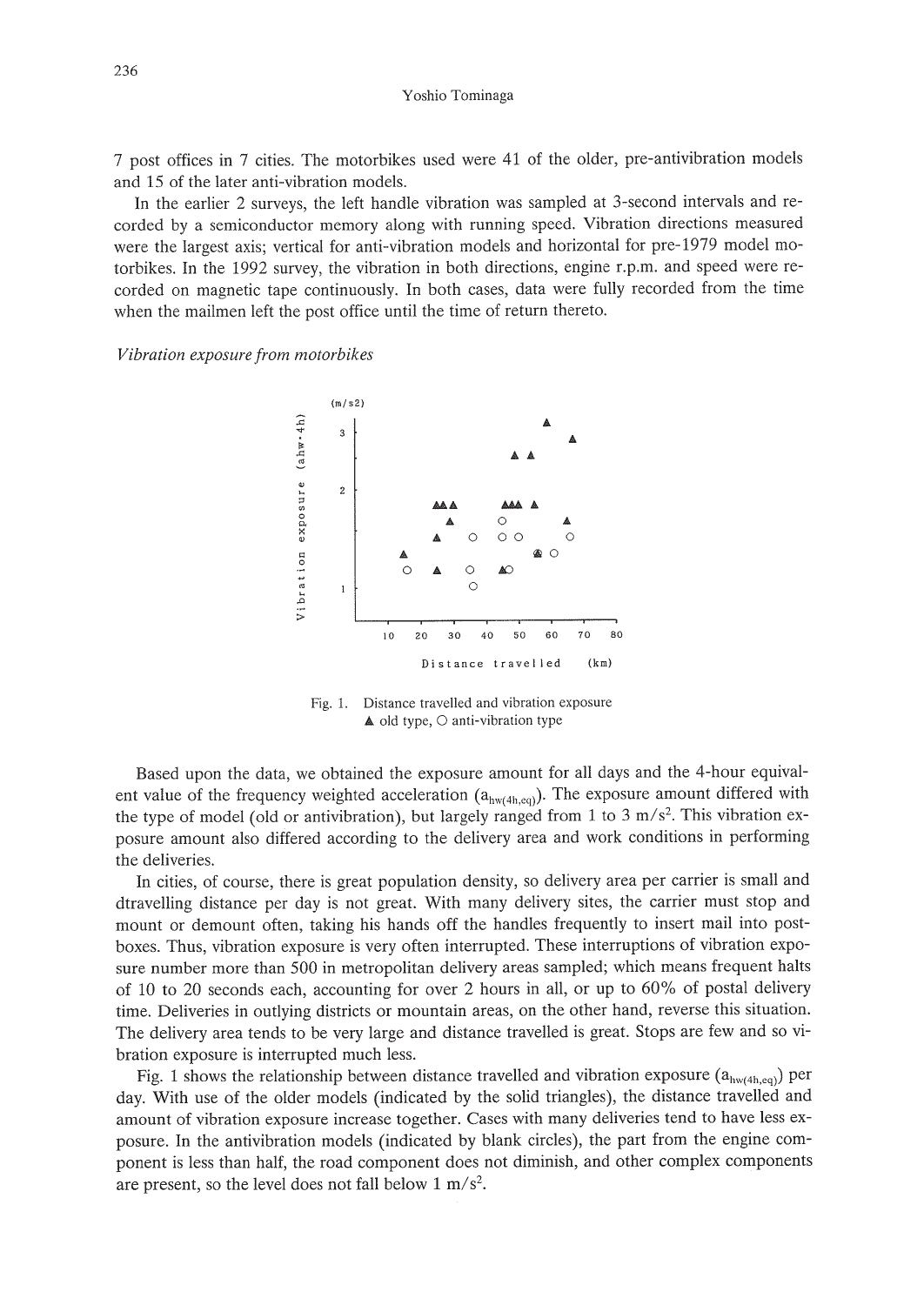7 post offices in 7 cities. The motorbikes used were 41 of the older, pre-antivibration models and 15 of the later anti-vibration models.

In the earlier 2 surveys, the left handle vibration was sampled at 3-second intervals and recorded by a semiconductor memory along with running speed. Vibration directions measured were the largest axis; vertical for anti-vibration models and horizontal for pre-1979 model motorbikes. In the 1992 survey, the vibration in both directions, engine r.p.m. and speed were recorded on magnetic tape continuously. In both cases, data were fully recorded from the time when the mailmen left the post office until the time of return thereto.

*Vibration exposure from motorbikes*

Fig. 1. Distance travelled and vibration exposure ▲ old type, ○ anti-vibration type

Based upon the data, we obtained the exposure amount for all days and the 4-hour equivalent value of the frequency weighted acceleration ($a_{hw(4h,eq)}$). The exposure amount differed with the type of model (old or antivibration), but largely ranged from 1 to 3 $m/s^2$. This vibration exposure amount also differed according to the delivery area and work conditions in performing the deliveries.

In cities, of course, there is great population density, so delivery area per carrier is small and dtravelling distance per day is not great. With many delivery sites, the carrier must stop and mount or demount often, taking his hands off the handles frequently to insert mail into postboxes. Thus, vibration exposure is very often interrupted. These interruptions of vibration exposure number more than 500 in metropolitan delivery areas sampled; which means frequent halts of 10 to 20 seconds each, accounting for over 2 hours in all, or up to 60% of postal delivery time. Deliveries in outlying districts or mountain areas, on the other hand, reverse this situation. The delivery area tends to be very large and distance travelled is great. Stops are few and so vibration exposure is interrupted much less.

Fig. 1 shows the relationship between distance travelled and vibration exposure ($a_{hw(4h,eq)}$) per day. With use of the older models (indicated by the solid triangles), the distance travelled and amount of vibration exposure increase together. Cases with many deliveries tend to have less exposure. In the antivibration models (indicated by blank circles), the part from the engine component is less than half, the road component does not diminish, and other complex components are present, so the level does not fall below 1 $m/s^2$.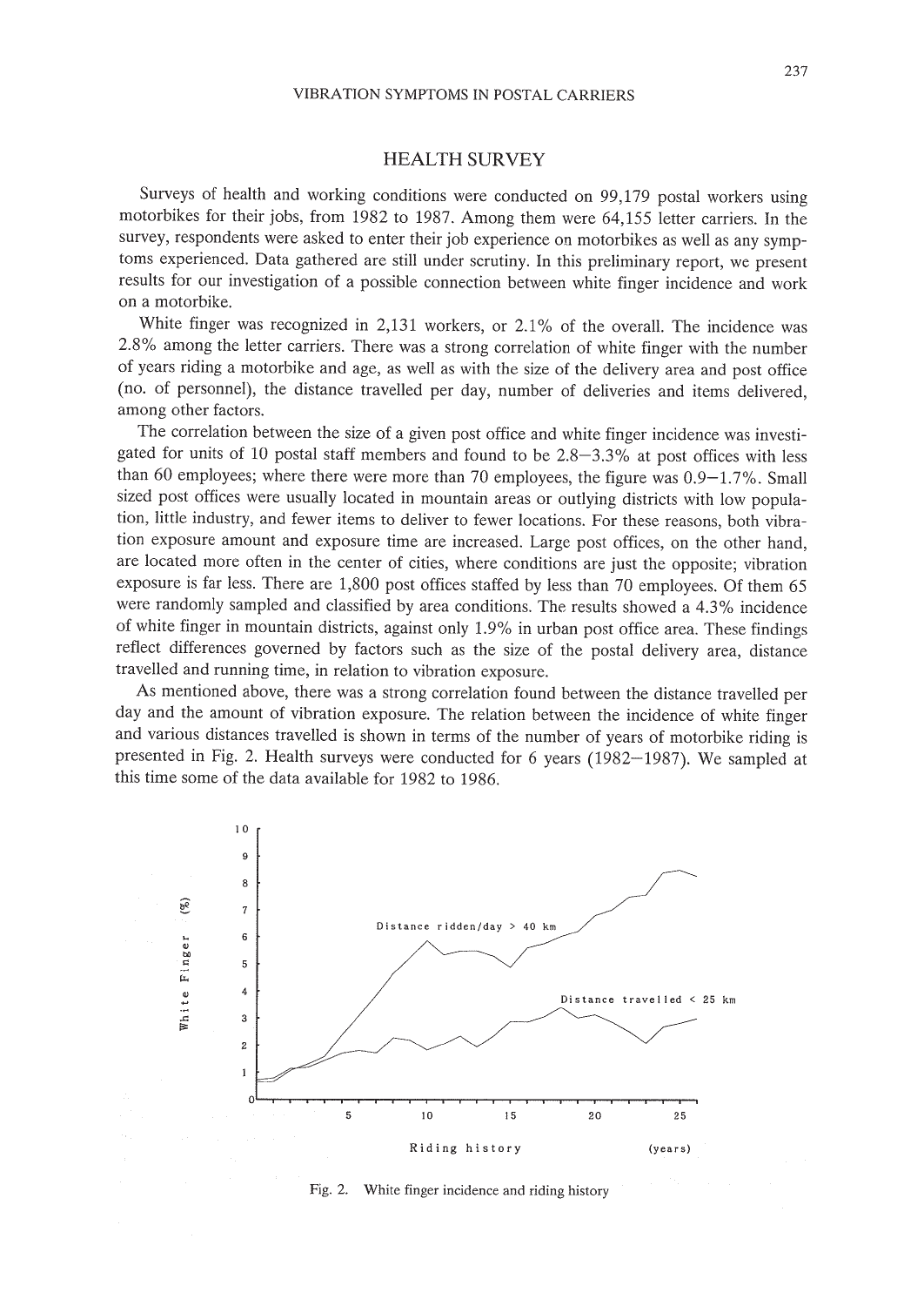## HEALTH SURVEY

Surveys of health and working conditions were conducted on 99,179 postal workers using motorbikes for their jobs, from 1982 to 1987. Among them were 64,155 letter carriers. In the survey, respondents were asked to enter their job experience on motorbikes as well as any symptoms experienced. Data gathered are still under scrutiny. In this preliminary report, we present results for our investigation of a possible connection between white finger incidence and work on a motorbike.

White finger was recognized in 2,131 workers, or 2.1% of the overall. The incidence was 2.8% among the letter carriers. There was a strong correlation of white finger with the number of years riding a motorbike and age, as well as with the size of the delivery area and post office (no. of personnel), the distance travelled per day, number of deliveries and items delivered, among other factors.

The correlation between the size of a given post office and white finger incidence was investigated for units of 10 postal staff members and found to be 2.8–3.3% at post offices with less than 60 employees; where there were more than 70 employees, the figure was 0.9–1.7%. Small sized post offices were usually located in mountain areas or outlying districts with low population, little industry, and fewer items to deliver to fewer locations. For these reasons, both vibration exposure amount and exposure time are increased. Large post offices, on the other hand, are located more often in the center of cities, where conditions are just the opposite; vibration exposure is far less. There are 1,800 post offices staffed by less than 70 employees. Of them 65 were randomly sampled and classified by area conditions. The results showed a 4.3% incidence of white finger in mountain districts, against only 1.9% in urban post office area. These findings reflect differences governed by factors such as the size of the postal delivery area, distance travelled and running time, in relation to vibration exposure.

As mentioned above, there was a strong correlation found between the distance travelled per day and the amount of vibration exposure. The relation between the incidence of white finger and various distances travelled is shown in terms of the number of years of motorbike riding is presented in Fig. 2. Health surveys were conducted for 6 years (1982–1987). We sampled at this time some of the data available for 1982 to 1986.

Fig. 2. White finger incidence and riding history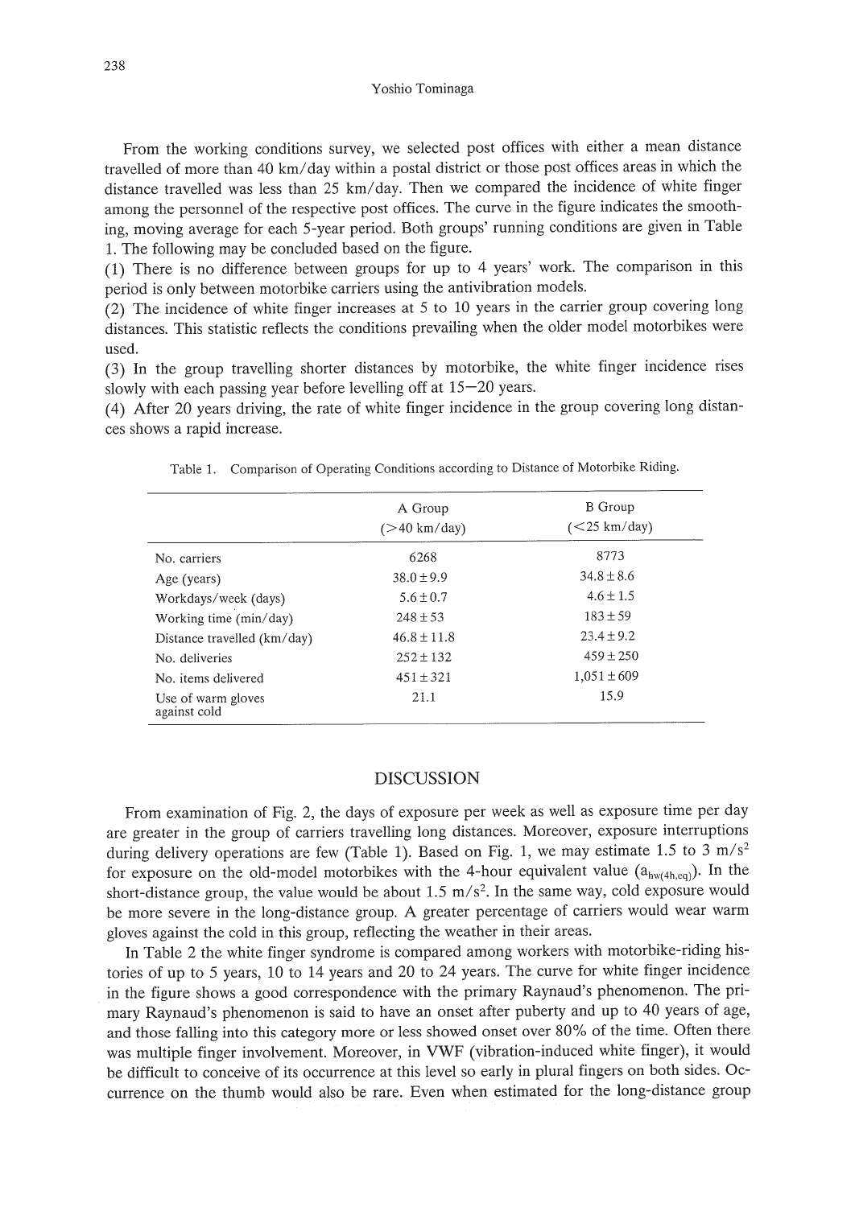From the working conditions survey, we selected post offices with either a mean distance travelled of more than 40 km/day within a postal district or those post offices areas in which the distance travelled was less than 25 km/day. Then we compared the incidence of white finger among the personnel of the respective post offices. The curve in the figure indicates the smoothing, moving average for each 5-year period. Both groups' running conditions are given in Table 1. The following may be concluded based on the figure.

(1) There is no difference between groups for up to 4 years' work. The comparison in this period is only between motorbike carriers using the antivibration models.

(2) The incidence of white finger increases at 5 to 10 years in the carrier group covering long distances. This statistic reflects the conditions prevailing when the older model motorbikes were used.

(3) In the group travelling shorter distances by motorbike, the white finger incidence rises slowly with each passing year before levelling off at 15–20 years.

(4) After 20 years driving, the rate of white finger incidence in the group covering long distances shows a rapid increase.

Table 1. Comparison of Operating Conditions according to Distance of Motorbike Riding.

| | A Group (>40 km/day) | B Group (<25 km/day) |
|---|---|---|
| No. carriers | 6268 | 8773 |
| Age (years) | 38.0±9.9 | 34.8±8.6 |
| Workdays/week (days) | 5.6±0.7 | 4.6±1.5 |
| Working time (min/day) | 248±53 | 183±59 |
| Distance travelled (km/day) | 46.8±11.8 | 23.4±9.2 |
| No. deliveries | 252±132 | 459±250 |
| No. items delivered | 451±321 | 1,051±609 |
| Use of warm gloves against cold | 21.1 | 15.9 |

## DISCUSSION

From examination of Fig. 2, the days of exposure per week as well as exposure time per day are greater in the group of carriers travelling long distances. Moreover, exposure interruptions during delivery operations are few (Table 1). Based on Fig. 1, we may estimate 1.5 to 3 $m/s^2$ for exposure on the old-model motorbikes with the 4-hour equivalent value ($a_{hw(4h,eq)}$). In the short-distance group, the value would be about 1.5 $m/s^2$. In the same way, cold exposure would be more severe in the long-distance group. A greater percentage of carriers would wear warm gloves against the cold in this group, reflecting the weather in their areas.

In Table 2 the white finger syndrome is compared among workers with motorbike-riding histories of up to 5 years, 10 to 14 years and 20 to 24 years. The curve for white finger incidence in the figure shows a good correspondence with the primary Raynaud's phenomenon. The primary Raynaud's phenomenon is said to have an onset after puberty and up to 40 years of age, and those falling into this category more or less showed onset over 80% of the time. Often there was multiple finger involvement. Moreover, in VWF (vibration-induced white finger), it would be difficult to conceive of its occurrence at this level so early in plural fingers on both sides. Occurrence on the thumb would also be rare. Even when estimated for the long-distance group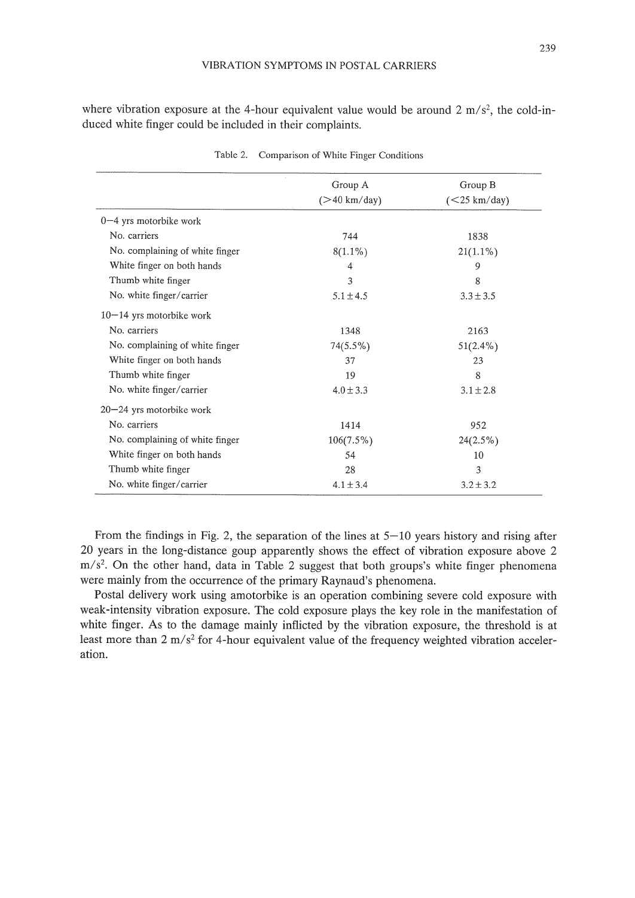where vibration exposure at the 4-hour equivalent value would be around 2 $m/s^2$, the cold-induced white finger could be included in their complaints.

Table 2. Comparison of White Finger Conditions

| | Group A (>40 km/day) | Group B (<25 km/day) |
|---|---|---|
| 0–4 yrs motorbike work | | |
| No. carriers | 744 | 1838 |
| No. complaining of white finger | 8(1.1%) | 21(1.1%) |
| White finger on both hands | 4 | 9 |
| Thumb white finger | 3 | 8 |
| No. white finger/carrier | $5.1 \pm 4.5$ | $3.3 \pm 3.5$ |
| 10–14 yrs motorbike work | | |
| No. carriers | 1348 | 2163 |
| No. complaining of white finger | 74(5.5%) | 51(2.4%) |
| White finger on both hands | 37 | 23 |
| Thumb white finger | 19 | 8 |
| No. white finger/carrier | $4.0 \pm 3.3$ | $3.1 \pm 2.8$ |
| 20–24 yrs motorbike work | | |
| No. carriers | 1414 | 952 |
| No. complaining of white finger | 106(7.5%) | 24(2.5%) |
| White finger on both hands | 54 | 10 |
| Thumb white finger | 28 | 3 |
| No. white finger/carrier | $4.1 \pm 3.4$ | $3.2 \pm 3.2$ |

From the findings in Fig. 2, the separation of the lines at 5–10 years history and rising after 20 years in the long-distance goup apparently shows the effect of vibration exposure above 2 $m/s^2$. On the other hand, data in Table 2 suggest that both groups's white finger phenomena were mainly from the occurrence of the primary Raynaud's phenomena.

Postal delivery work using amotorbike is an operation combining severe cold exposure with weak-intensity vibration exposure. The cold exposure plays the key role in the manifestation of white finger. As to the damage mainly inflicted by the vibration exposure, the threshold is at least more than 2 $m/s^2$ for 4-hour equivalent value of the frequency weighted vibration acceleration.